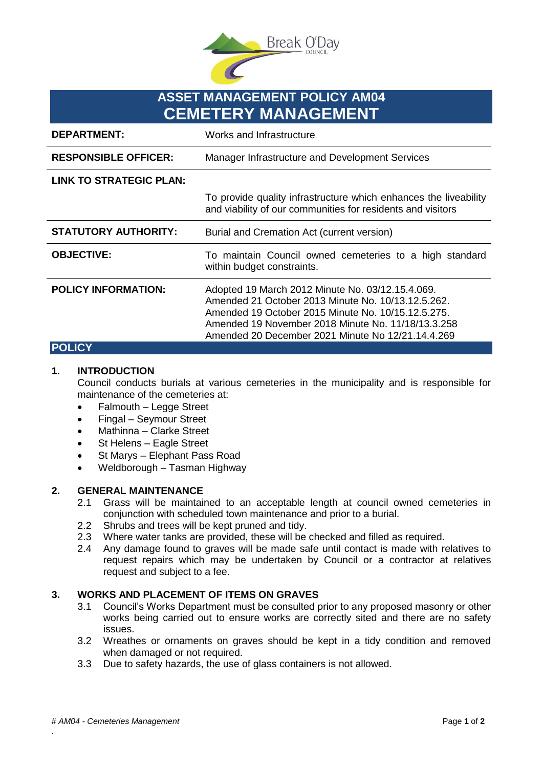# ASSET MANAGEMENT POLICY AM04
# CEMETERY MANAGEMENT

| | |
|---|---|
| **DEPARTMENT:** | Works and Infrastructure |
| **RESPONSIBLE OFFICER:** | Manager Infrastructure and Development Services |
| **LINK TO STRATEGIC PLAN:** | To provide quality infrastructure which enhances the liveability and viability of our communities for residents and visitors |
| **STATUTORY AUTHORITY:** | Burial and Cremation Act (current version) |
| **OBJECTIVE:** | To maintain Council owned cemeteries to a high standard within budget constraints. |
| **POLICY INFORMATION:** | Adopted 19 March 2012 Minute No. 03/12.15.4.069.<br>Amended 21 October 2013 Minute No. 10/13.12.5.262.<br>Amended 19 October 2015 Minute No. 10/15.12.5.275.<br>Amended 19 November 2018 Minute No. 11/18/13.3.258<br>Amended 20 December 2021 Minute No 12/21.14.4.269 |

## POLICY

### 1. INTRODUCTION

Council conducts burials at various cemeteries in the municipality and is responsible for maintenance of the cemeteries at:

- Falmouth – Legge Street
- Fingal – Seymour Street
- Mathinna – Clarke Street
- St Helens – Eagle Street
- St Marys – Elephant Pass Road
- Weldborough – Tasman Highway

### 2. GENERAL MAINTENANCE

2.1 Grass will be maintained to an acceptable length at council owned cemeteries in conjunction with scheduled town maintenance and prior to a burial.

2.2 Shrubs and trees will be kept pruned and tidy.

2.3 Where water tanks are provided, these will be checked and filled as required.

2.4 Any damage found to graves will be made safe until contact is made with relatives to request repairs which may be undertaken by Council or a contractor at relatives request and subject to a fee.

### 3. WORKS AND PLACEMENT OF ITEMS ON GRAVES

3.1 Council's Works Department must be consulted prior to any proposed masonry or other works being carried out to ensure works are correctly sited and there are no safety issues.

3.2 Wreathes or ornaments on graves should be kept in a tidy condition and removed when damaged or not required.

3.3 Due to safety hazards, the use of glass containers is not allowed.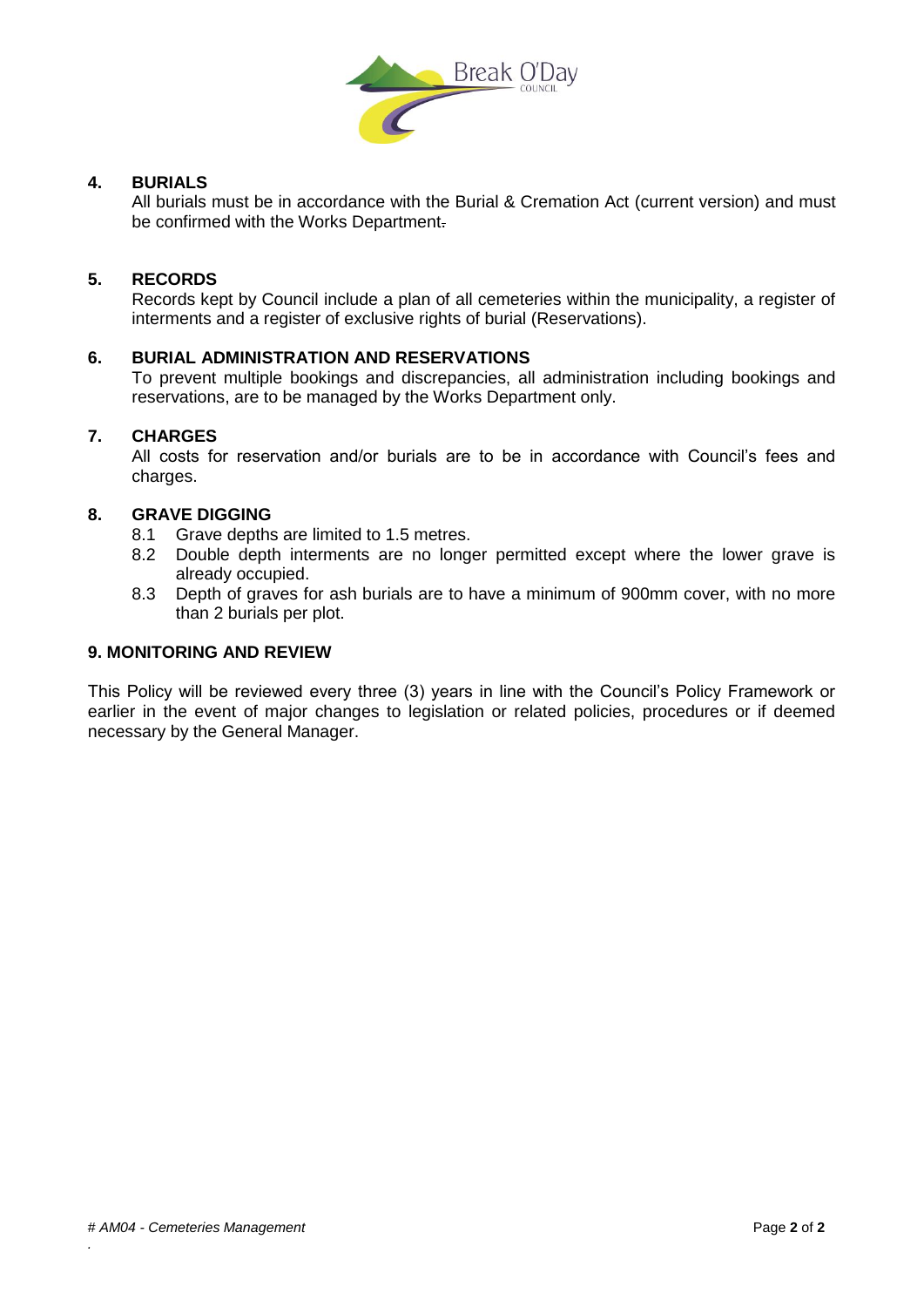## 4. BURIALS

All burials must be in accordance with the Burial & Cremation Act (current version) and must be confirmed with the Works Department.

## 5. RECORDS

Records kept by Council include a plan of all cemeteries within the municipality, a register of interments and a register of exclusive rights of burial (Reservations).

## 6. BURIAL ADMINISTRATION AND RESERVATIONS

To prevent multiple bookings and discrepancies, all administration including bookings and reservations, are to be managed by the Works Department only.

## 7. CHARGES

All costs for reservation and/or burials are to be in accordance with Council's fees and charges.

## 8. GRAVE DIGGING

8.1 Grave depths are limited to 1.5 metres.

8.2 Double depth interments are no longer permitted except where the lower grave is already occupied.

8.3 Depth of graves for ash burials are to have a minimum of 900mm cover, with no more than 2 burials per plot.

## 9. MONITORING AND REVIEW

This Policy will be reviewed every three (3) years in line with the Council's Policy Framework or earlier in the event of major changes to legislation or related policies, procedures or if deemed necessary by the General Manager.